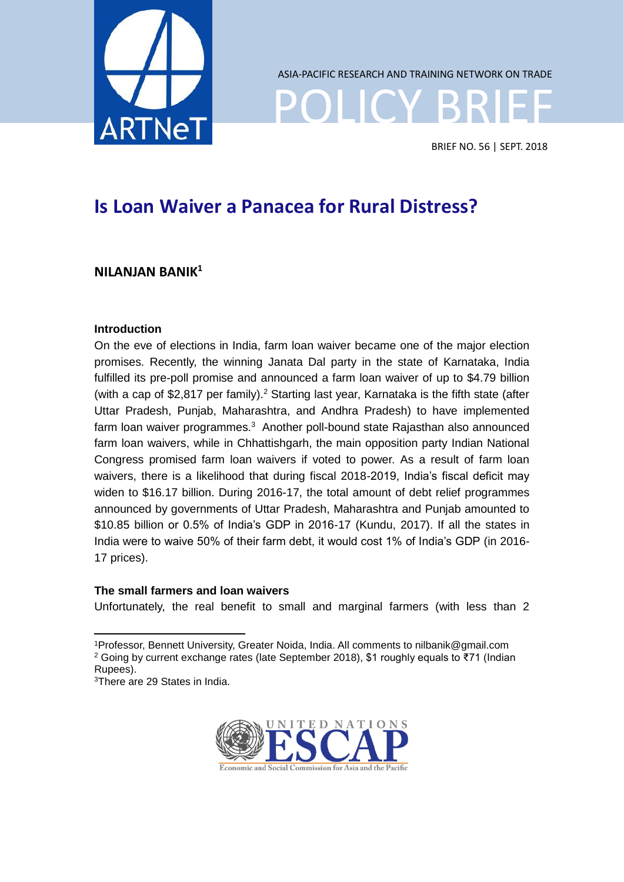ASIA-PACIFIC RESEARCH AND TRAINING NETWORK ON TRADE

POLICY BRIEF

BRIEF NO. 56 | SEPT. 2018

# Is Loan Waiver a Panacea for Rural Distress?

**NILANJAN BANIK[1]**

### Introduction

On the eve of elections in India, farm loan waiver became one of the major election promises. Recently, the winning Janata Dal party in the state of Karnataka, India fulfilled its pre-poll promise and announced a farm loan waiver of up to $4.79 billion (with a cap of $2,817 per family).[2] Starting last year, Karnataka is the fifth state (after Uttar Pradesh, Punjab, Maharashtra, and Andhra Pradesh) to have implemented farm loan waiver programmes.[3] Another poll-bound state Rajasthan also announced farm loan waivers, while in Chhattishgarh, the main opposition party Indian National Congress promised farm loan waivers if voted to power. As a result of farm loan waivers, there is a likelihood that during fiscal 2018-2019, India's fiscal deficit may widen to $16.17 billion. During 2016-17, the total amount of debt relief programmes announced by governments of Uttar Pradesh, Maharashtra and Punjab amounted to $10.85 billion or 0.5% of India's GDP in 2016-17 (Kundu, 2017). If all the states in India were to waive 50% of their farm debt, it would cost 1% of India's GDP (in 2016-17 prices).

### The small farmers and loan waivers

Unfortunately, the real benefit to small and marginal farmers (with less than 2

---

[1]Professor, Bennett University, Greater Noida, India. All comments to nilbanik@gmail.com

[2] Going by current exchange rates (late September 2018), $1 roughly equals to ₹71 (Indian Rupees).

[3]There are 29 States in India.

UNITED NATIONS ESCAP
Economic and Social Commission for Asia and the Pacific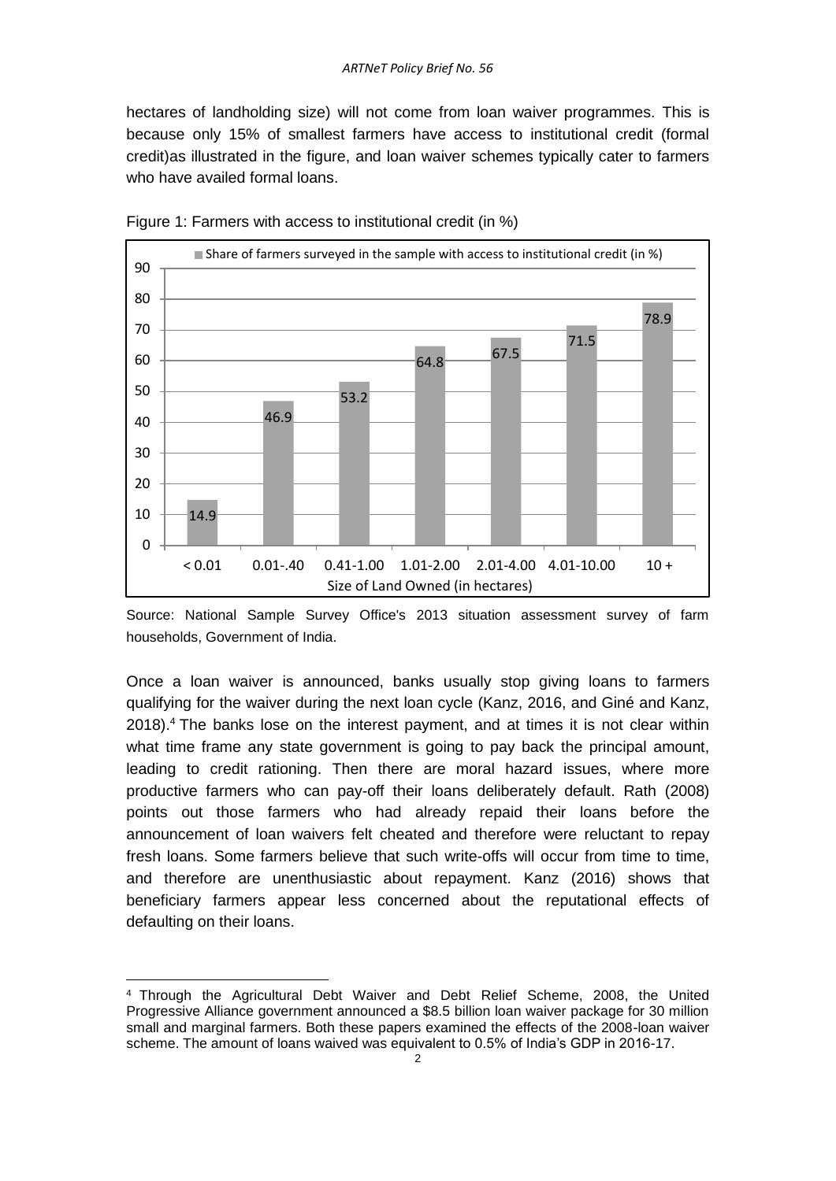hectares of landholding size) will not come from loan waiver programmes. This is because only 15% of smallest farmers have access to institutional credit (formal credit)as illustrated in the figure, and loan waiver schemes typically cater to farmers who have availed formal loans.

Figure 1: Farmers with access to institutional credit (in %)

| Size of Land Owned (in hectares) | Share of farmers surveyed in the sample with access to institutional credit (in %) |
| --- | --- |
| < 0.01 | 14.9 |
| 0.01-.40 | 46.9 |
| 0.41-1.00 | 53.2 |
| 1.01-2.00 | 64.8 |
| 2.01-4.00 | 67.5 |
| 4.01-10.00 | 71.5 |
| 10 + | 78.9 |

Source: National Sample Survey Office's 2013 situation assessment survey of farm households, Government of India.

Once a loan waiver is announced, banks usually stop giving loans to farmers qualifying for the waiver during the next loan cycle (Kanz, 2016, and Giné and Kanz, 2018).[4] The banks lose on the interest payment, and at times it is not clear within what time frame any state government is going to pay back the principal amount, leading to credit rationing. Then there are moral hazard issues, where more productive farmers who can pay-off their loans deliberately default. Rath (2008) points out those farmers who had already repaid their loans before the announcement of loan waivers felt cheated and therefore were reluctant to repay fresh loans. Some farmers believe that such write-offs will occur from time to time, and therefore are unenthusiastic about repayment. Kanz (2016) shows that beneficiary farmers appear less concerned about the reputational effects of defaulting on their loans.

[4] Through the Agricultural Debt Waiver and Debt Relief Scheme, 2008, the United Progressive Alliance government announced a $8.5 billion loan waiver package for 30 million small and marginal farmers. Both these papers examined the effects of the 2008-loan waiver scheme. The amount of loans waived was equivalent to 0.5% of India's GDP in 2016-17.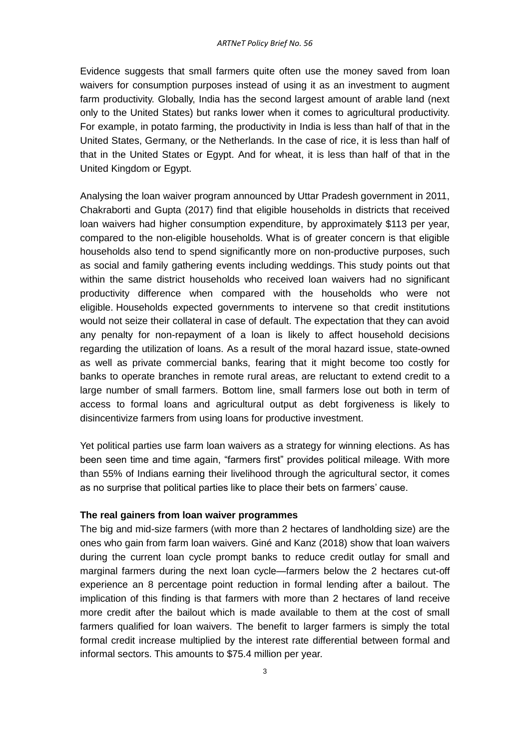Evidence suggests that small farmers quite often use the money saved from loan waivers for consumption purposes instead of using it as an investment to augment farm productivity. Globally, India has the second largest amount of arable land (next only to the United States) but ranks lower when it comes to agricultural productivity. For example, in potato farming, the productivity in India is less than half of that in the United States, Germany, or the Netherlands. In the case of rice, it is less than half of that in the United States or Egypt. And for wheat, it is less than half of that in the United Kingdom or Egypt.

Analysing the loan waiver program announced by Uttar Pradesh government in 2011, Chakraborti and Gupta (2017) find that eligible households in districts that received loan waivers had higher consumption expenditure, by approximately $113 per year, compared to the non-eligible households. What is of greater concern is that eligible households also tend to spend significantly more on non-productive purposes, such as social and family gathering events including weddings. This study points out that within the same district households who received loan waivers had no significant productivity difference when compared with the households who were not eligible. Households expected governments to intervene so that credit institutions would not seize their collateral in case of default. The expectation that they can avoid any penalty for non-repayment of a loan is likely to affect household decisions regarding the utilization of loans. As a result of the moral hazard issue, state-owned as well as private commercial banks, fearing that it might become too costly for banks to operate branches in remote rural areas, are reluctant to extend credit to a large number of small farmers. Bottom line, small farmers lose out both in term of access to formal loans and agricultural output as debt forgiveness is likely to disincentivize farmers from using loans for productive investment.

Yet political parties use farm loan waivers as a strategy for winning elections. As has been seen time and time again, "farmers first" provides political mileage. With more than 55% of Indians earning their livelihood through the agricultural sector, it comes as no surprise that political parties like to place their bets on farmers' cause.

**The real gainers from loan waiver programmes**

The big and mid-size farmers (with more than 2 hectares of landholding size) are the ones who gain from farm loan waivers. Giné and Kanz (2018) show that loan waivers during the current loan cycle prompt banks to reduce credit outlay for small and marginal farmers during the next loan cycle—farmers below the 2 hectares cut-off experience an 8 percentage point reduction in formal lending after a bailout. The implication of this finding is that farmers with more than 2 hectares of land receive more credit after the bailout which is made available to them at the cost of small farmers qualified for loan waivers. The benefit to larger farmers is simply the total formal credit increase multiplied by the interest rate differential between formal and informal sectors. This amounts to $75.4 million per year.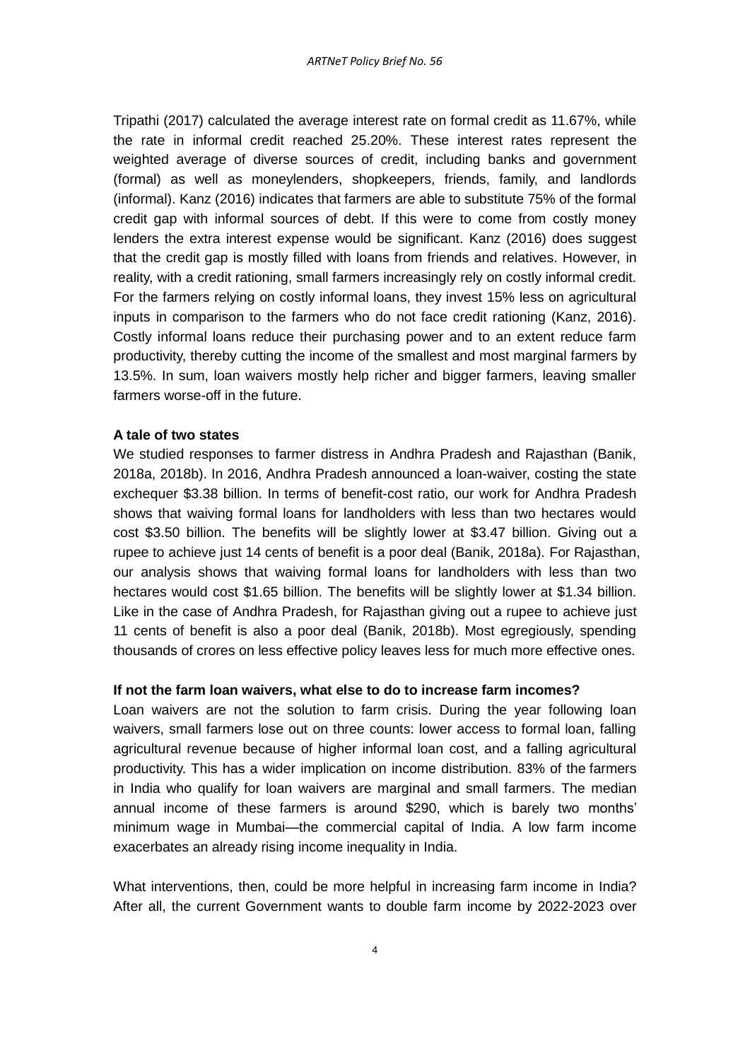Tripathi (2017) calculated the average interest rate on formal credit as 11.67%, while the rate in informal credit reached 25.20%. These interest rates represent the weighted average of diverse sources of credit, including banks and government (formal) as well as moneylenders, shopkeepers, friends, family, and landlords (informal). Kanz (2016) indicates that farmers are able to substitute 75% of the formal credit gap with informal sources of debt. If this were to come from costly money lenders the extra interest expense would be significant. Kanz (2016) does suggest that the credit gap is mostly filled with loans from friends and relatives. However, in reality, with a credit rationing, small farmers increasingly rely on costly informal credit. For the farmers relying on costly informal loans, they invest 15% less on agricultural inputs in comparison to the farmers who do not face credit rationing (Kanz, 2016). Costly informal loans reduce their purchasing power and to an extent reduce farm productivity, thereby cutting the income of the smallest and most marginal farmers by 13.5%. In sum, loan waivers mostly help richer and bigger farmers, leaving smaller farmers worse-off in the future.

**A tale of two states**

We studied responses to farmer distress in Andhra Pradesh and Rajasthan (Banik, 2018a, 2018b). In 2016, Andhra Pradesh announced a loan-waiver, costing the state exchequer $3.38 billion. In terms of benefit-cost ratio, our work for Andhra Pradesh shows that waiving formal loans for landholders with less than two hectares would cost $3.50 billion. The benefits will be slightly lower at $3.47 billion. Giving out a rupee to achieve just 14 cents of benefit is a poor deal (Banik, 2018a). For Rajasthan, our analysis shows that waiving formal loans for landholders with less than two hectares would cost $1.65 billion. The benefits will be slightly lower at $1.34 billion. Like in the case of Andhra Pradesh, for Rajasthan giving out a rupee to achieve just 11 cents of benefit is also a poor deal (Banik, 2018b). Most egregiously, spending thousands of crores on less effective policy leaves less for much more effective ones.

**If not the farm loan waivers, what else to do to increase farm incomes?**

Loan waivers are not the solution to farm crisis. During the year following loan waivers, small farmers lose out on three counts: lower access to formal loan, falling agricultural revenue because of higher informal loan cost, and a falling agricultural productivity. This has a wider implication on income distribution. 83% of the farmers in India who qualify for loan waivers are marginal and small farmers. The median annual income of these farmers is around $290, which is barely two months' minimum wage in Mumbai—the commercial capital of India. A low farm income exacerbates an already rising income inequality in India.

What interventions, then, could be more helpful in increasing farm income in India? After all, the current Government wants to double farm income by 2022-2023 over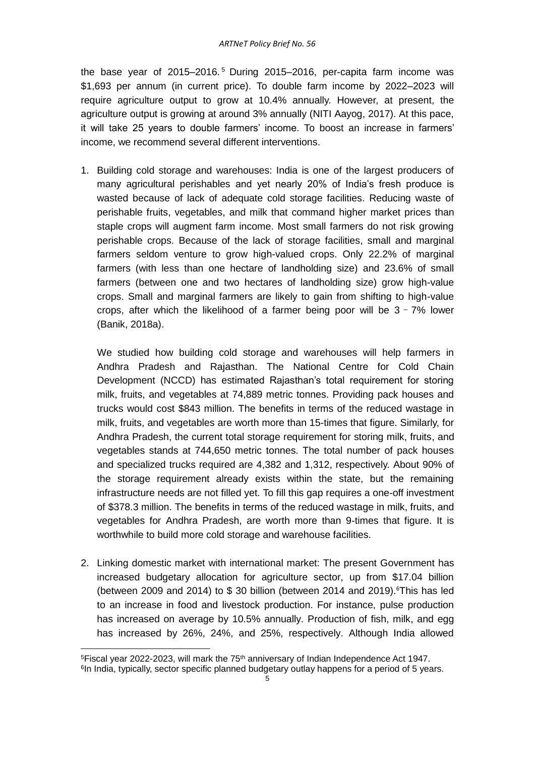the base year of 2015–2016.[5] During 2015–2016, per-capita farm income was $1,693 per annum (in current price). To double farm income by 2022–2023 will require agriculture output to grow at 10.4% annually. However, at present, the agriculture output is growing at around 3% annually (NITI Aayog, 2017). At this pace, it will take 25 years to double farmers' income. To boost an increase in farmers' income, we recommend several different interventions.

1. Building cold storage and warehouses: India is one of the largest producers of many agricultural perishables and yet nearly 20% of India's fresh produce is wasted because of lack of adequate cold storage facilities. Reducing waste of perishable fruits, vegetables, and milk that command higher market prices than staple crops will augment farm income. Most small farmers do not risk growing perishable crops. Because of the lack of storage facilities, small and marginal farmers seldom venture to grow high-valued crops. Only 22.2% of marginal farmers (with less than one hectare of landholding size) and 23.6% of small farmers (between one and two hectares of landholding size) grow high-value crops. Small and marginal farmers are likely to gain from shifting to high-value crops, after which the likelihood of a farmer being poor will be 3 – 7% lower (Banik, 2018a).

   We studied how building cold storage and warehouses will help farmers in Andhra Pradesh and Rajasthan. The National Centre for Cold Chain Development (NCCD) has estimated Rajasthan's total requirement for storing milk, fruits, and vegetables at 74,889 metric tonnes. Providing pack houses and trucks would cost $843 million. The benefits in terms of the reduced wastage in milk, fruits, and vegetables are worth more than 15-times that figure. Similarly, for Andhra Pradesh, the current total storage requirement for storing milk, fruits, and vegetables stands at 744,650 metric tonnes. The total number of pack houses and specialized trucks required are 4,382 and 1,312, respectively. About 90% of the storage requirement already exists within the state, but the remaining infrastructure needs are not filled yet. To fill this gap requires a one-off investment of $378.3 million. The benefits in terms of the reduced wastage in milk, fruits, and vegetables for Andhra Pradesh, are worth more than 9-times that figure. It is worthwhile to build more cold storage and warehouse facilities.

2. Linking domestic market with international market: The present Government has increased budgetary allocation for agriculture sector, up from $17.04 billion (between 2009 and 2014) to $ 30 billion (between 2014 and 2019).[6] This has led to an increase in food and livestock production. For instance, pulse production has increased on average by 10.5% annually. Production of fish, milk, and egg has increased by 26%, 24%, and 25%, respectively. Although India allowed

---

[5] Fiscal year 2022-2023, will mark the 75th anniversary of Indian Independence Act 1947.

[6] In India, typically, sector specific planned budgetary outlay happens for a period of 5 years.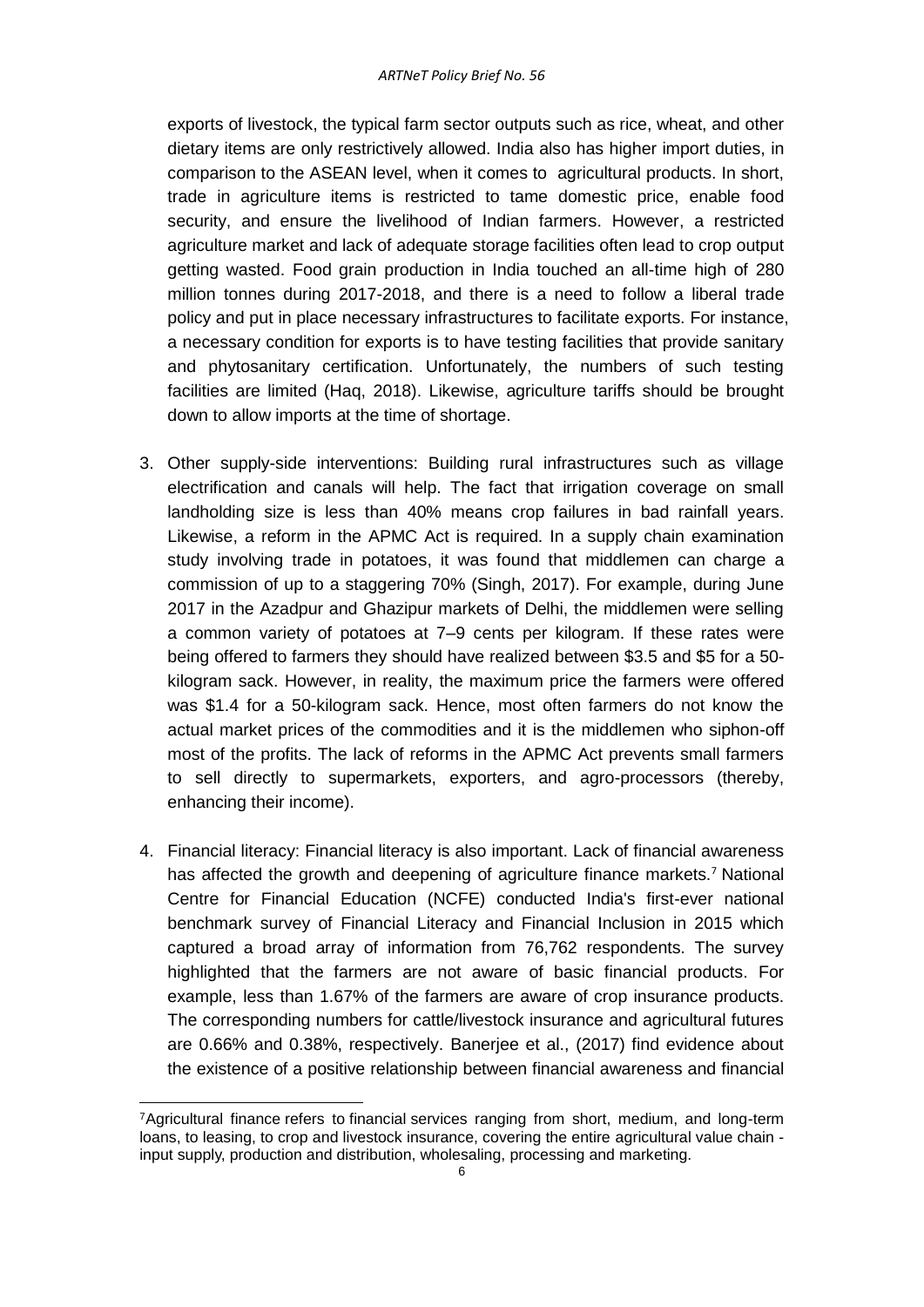exports of livestock, the typical farm sector outputs such as rice, wheat, and other dietary items are only restrictively allowed. India also has higher import duties, in comparison to the ASEAN level, when it comes to agricultural products. In short, trade in agriculture items is restricted to tame domestic price, enable food security, and ensure the livelihood of Indian farmers. However, a restricted agriculture market and lack of adequate storage facilities often lead to crop output getting wasted. Food grain production in India touched an all-time high of 280 million tonnes during 2017-2018, and there is a need to follow a liberal trade policy and put in place necessary infrastructures to facilitate exports. For instance, a necessary condition for exports is to have testing facilities that provide sanitary and phytosanitary certification. Unfortunately, the numbers of such testing facilities are limited (Haq, 2018). Likewise, agriculture tariffs should be brought down to allow imports at the time of shortage.

3. Other supply-side interventions: Building rural infrastructures such as village electrification and canals will help. The fact that irrigation coverage on small landholding size is less than 40% means crop failures in bad rainfall years. Likewise, a reform in the APMC Act is required. In a supply chain examination study involving trade in potatoes, it was found that middlemen can charge a commission of up to a staggering 70% (Singh, 2017). For example, during June 2017 in the Azadpur and Ghazipur markets of Delhi, the middlemen were selling a common variety of potatoes at 7–9 cents per kilogram. If these rates were being offered to farmers they should have realized between $3.5 and $5 for a 50-kilogram sack. However, in reality, the maximum price the farmers were offered was $1.4 for a 50-kilogram sack. Hence, most often farmers do not know the actual market prices of the commodities and it is the middlemen who siphon-off most of the profits. The lack of reforms in the APMC Act prevents small farmers to sell directly to supermarkets, exporters, and agro-processors (thereby, enhancing their income).

4. Financial literacy: Financial literacy is also important. Lack of financial awareness has affected the growth and deepening of agriculture finance markets.[7] National Centre for Financial Education (NCFE) conducted India's first-ever national benchmark survey of Financial Literacy and Financial Inclusion in 2015 which captured a broad array of information from 76,762 respondents. The survey highlighted that the farmers are not aware of basic financial products. For example, less than 1.67% of the farmers are aware of crop insurance products. The corresponding numbers for cattle/livestock insurance and agricultural futures are 0.66% and 0.38%, respectively. Banerjee et al., (2017) find evidence about the existence of a positive relationship between financial awareness and financial

[7] Agricultural finance refers to financial services ranging from short, medium, and long-term loans, to leasing, to crop and livestock insurance, covering the entire agricultural value chain - input supply, production and distribution, wholesaling, processing and marketing.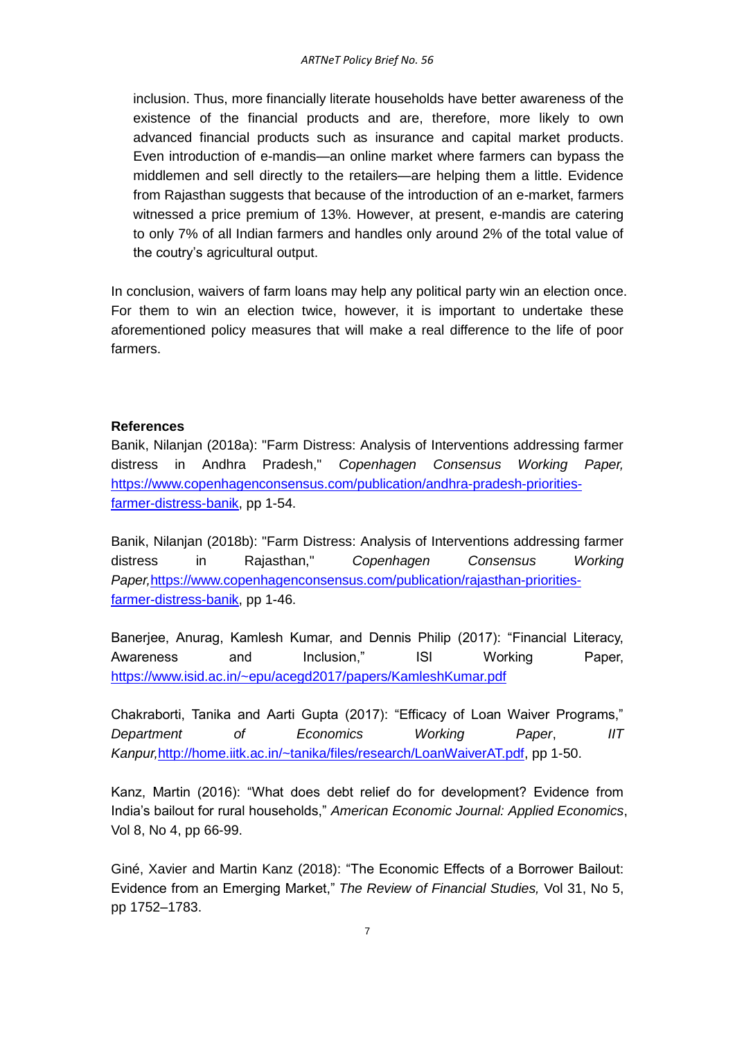inclusion. Thus, more financially literate households have better awareness of the existence of the financial products and are, therefore, more likely to own advanced financial products such as insurance and capital market products. Even introduction of e-mandis—an online market where farmers can bypass the middlemen and sell directly to the retailers—are helping them a little. Evidence from Rajasthan suggests that because of the introduction of an e-market, farmers witnessed a price premium of 13%. However, at present, e-mandis are catering to only 7% of all Indian farmers and handles only around 2% of the total value of the coutry's agricultural output.

In conclusion, waivers of farm loans may help any political party win an election once. For them to win an election twice, however, it is important to undertake these aforementioned policy measures that will make a real difference to the life of poor farmers.

**References**

Banik, Nilanjan (2018a): "Farm Distress: Analysis of Interventions addressing farmer distress in Andhra Pradesh," *Copenhagen Consensus Working Paper,* https://www.copenhagenconsensus.com/publication/andhra-pradesh-priorities-farmer-distress-banik, pp 1-54.

Banik, Nilanjan (2018b): "Farm Distress: Analysis of Interventions addressing farmer distress in Rajasthan," *Copenhagen Consensus Working Paper,*https://www.copenhagenconsensus.com/publication/rajasthan-priorities-farmer-distress-banik, pp 1-46.

Banerjee, Anurag, Kamlesh Kumar, and Dennis Philip (2017): "Financial Literacy, Awareness and Inclusion," ISI Working Paper, https://www.isid.ac.in/~epu/acegd2017/papers/KamleshKumar.pdf

Chakraborti, Tanika and Aarti Gupta (2017): "Efficacy of Loan Waiver Programs," *Department of Economics Working Paper*, *IIT Kanpur,*http://home.iitk.ac.in/~tanika/files/research/LoanWaiverAT.pdf, pp 1-50.

Kanz, Martin (2016): "What does debt relief do for development? Evidence from India's bailout for rural households," *American Economic Journal: Applied Economics*, Vol 8, No 4, pp 66-99.

Giné, Xavier and Martin Kanz (2018): "The Economic Effects of a Borrower Bailout: Evidence from an Emerging Market," *The Review of Financial Studies,* Vol 31, No 5, pp 1752–1783.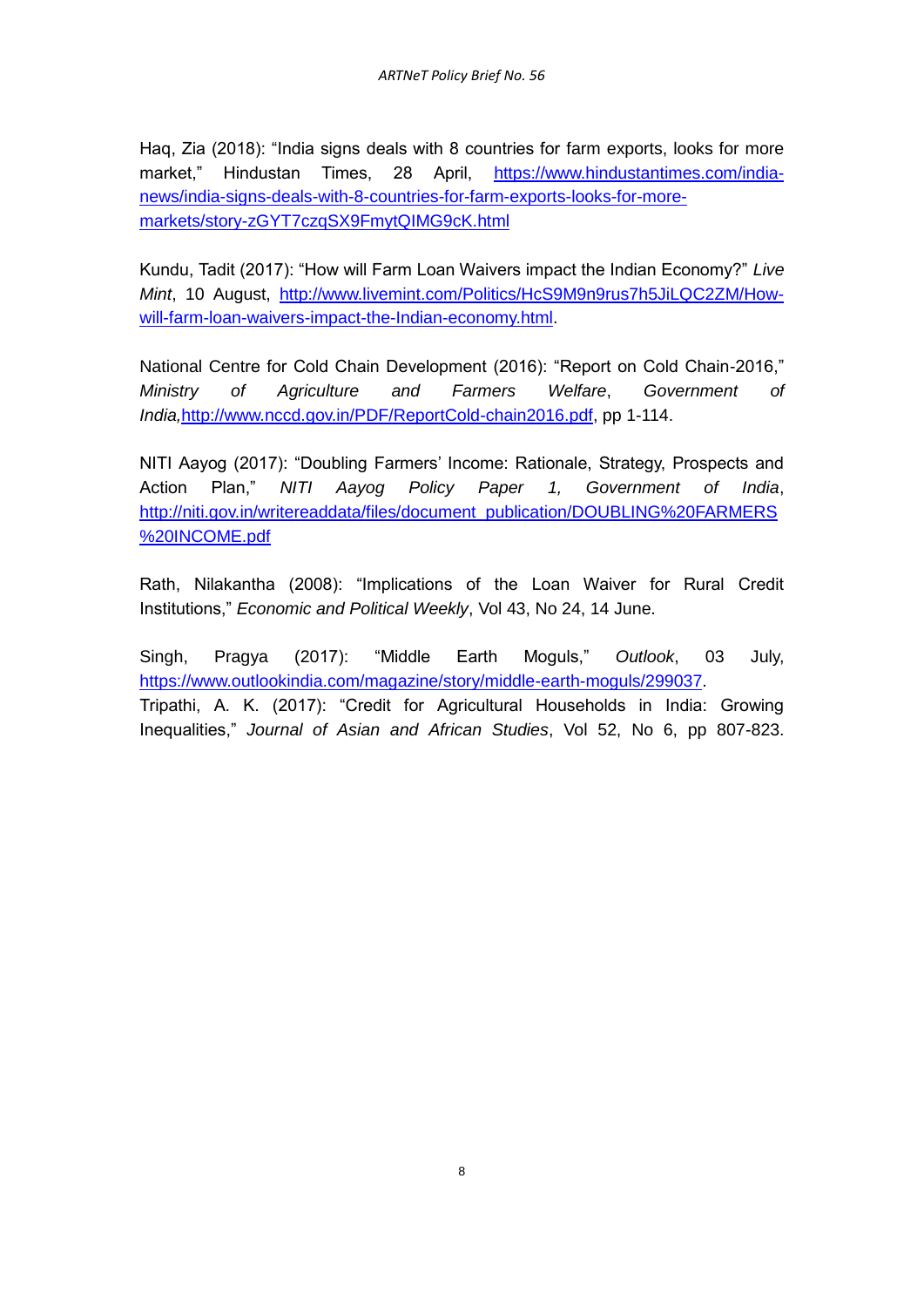Haq, Zia (2018): “India signs deals with 8 countries for farm exports, looks for more market,” Hindustan Times, 28 April, https://www.hindustantimes.com/india-news/india-signs-deals-with-8-countries-for-farm-exports-looks-for-more-markets/story-zGYT7czqSX9FmytQIMG9cK.html

Kundu, Tadit (2017): “How will Farm Loan Waivers impact the Indian Economy?” *Live Mint*, 10 August, http://www.livemint.com/Politics/HcS9M9n9rus7h5JiLQC2ZM/How-will-farm-loan-waivers-impact-the-Indian-economy.html.

National Centre for Cold Chain Development (2016): “Report on Cold Chain-2016,” *Ministry of Agriculture and Farmers Welfare, Government of India,* http://www.nccd.gov.in/PDF/ReportCold-chain2016.pdf, pp 1-114.

NITI Aayog (2017): “Doubling Farmers’ Income: Rationale, Strategy, Prospects and Action Plan,” *NITI Aayog Policy Paper 1, Government of India*, http://niti.gov.in/writereaddata/files/document_publication/DOUBLING%20FARMERS%20INCOME.pdf

Rath, Nilakantha (2008): “Implications of the Loan Waiver for Rural Credit Institutions,” *Economic and Political Weekly*, Vol 43, No 24, 14 June.

Singh, Pragya (2017): “Middle Earth Moguls,” *Outlook*, 03 July, https://www.outlookindia.com/magazine/story/middle-earth-moguls/299037.

Tripathi, A. K. (2017): “Credit for Agricultural Households in India: Growing Inequalities,” *Journal of Asian and African Studies*, Vol 52, No 6, pp 807-823.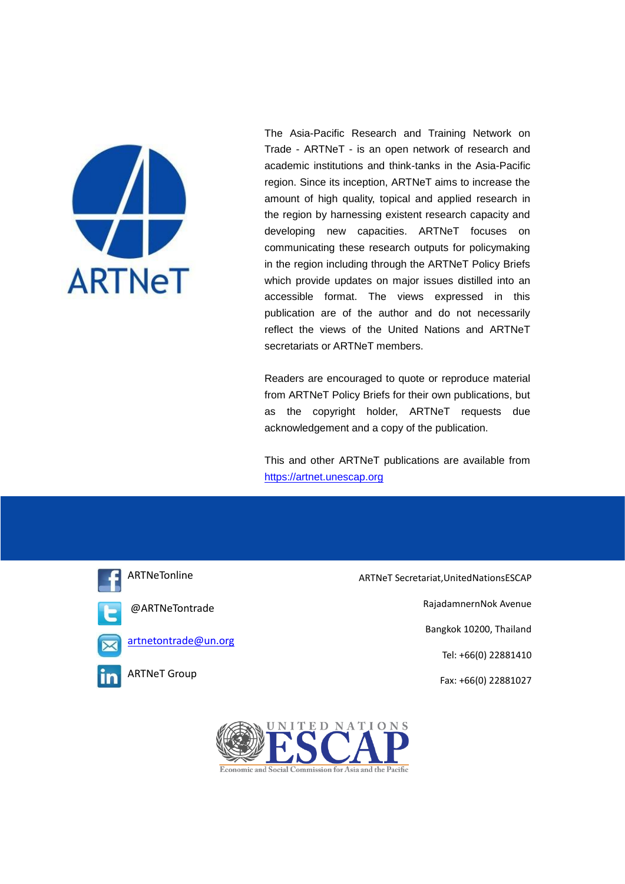The Asia-Pacific Research and Training Network on Trade - ARTNeT - is an open network of research and academic institutions and think-tanks in the Asia-Pacific region. Since its inception, ARTNeT aims to increase the amount of high quality, topical and applied research in the region by harnessing existent research capacity and developing new capacities. ARTNeT focuses on communicating these research outputs for policymaking in the region including through the ARTNeT Policy Briefs which provide updates on major issues distilled into an accessible format. The views expressed in this publication are of the author and do not necessarily reflect the views of the United Nations and ARTNeT secretariats or ARTNeT members.

Readers are encouraged to quote or reproduce material from ARTNeT Policy Briefs for their own publications, but as the copyright holder, ARTNeT requests due acknowledgement and a copy of the publication.

This and other ARTNeT publications are available from [https://artnet.unescap.org](https://artnet.unescap.org)

ARTNeTonline

@ARTNeTontrade

[artnetontrade@un.org](mailto:artnetontrade@un.org)

ARTNeT Group

ARTNeT Secretariat,UnitedNationsESCAP

RajadamnernNok Avenue

Bangkok 10200, Thailand

Tel: +66(0) 22881410

Fax: +66(0) 22881027

UNITED NATIONS ESCAP

Economic and Social Commission for Asia and the Pacific